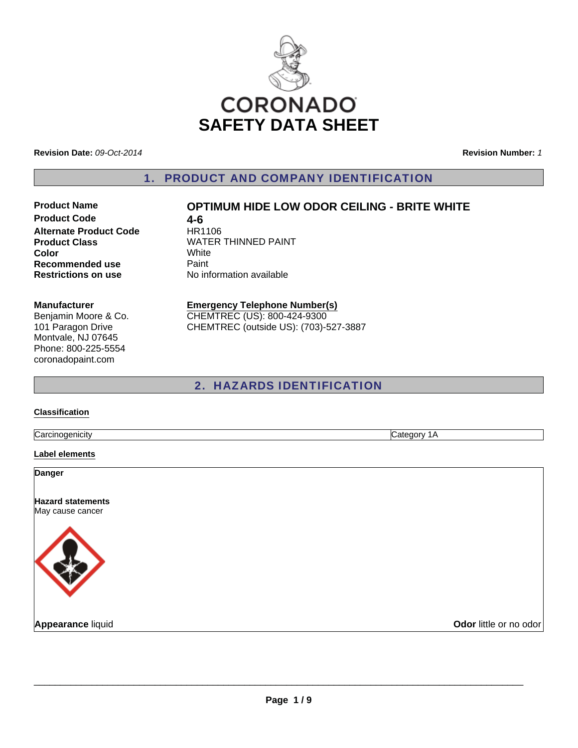CORONADO

# SAFETY DATA SHEET

**Revision Date:** *09-Oct-2014* **Revision Number:** *1*

## 1. PRODUCT AND COMPANY IDENTIFICATION

| | |
|---|---|
| **Product Name** | **OPTIMUM HIDE LOW ODOR CEILING - BRITE WHITE** |
| **Product Code** | **4-6** |
| **Alternate Product Code** | HR1106 |
| **Product Class** | WATER THINNED PAINT |
| **Color** | White |
| **Recommended use** | Paint |
| **Restrictions on use** | No information available |

**Manufacturer**
Benjamin Moore & Co.
101 Paragon Drive
Montvale, NJ 07645
Phone: 800-225-5554
coronadopaint.com

**Emergency Telephone Number(s)**
CHEMTREC (US): 800-424-9300
CHEMTREC (outside US): (703)-527-3887

## 2. HAZARDS IDENTIFICATION

**Classification**

| | |
|---|---|
| Carcinogenicity | Category 1A |

**Label elements**

**Danger**

**Hazard statements**
May cause cancer

**Appearance** liquid **Odor** little or no odor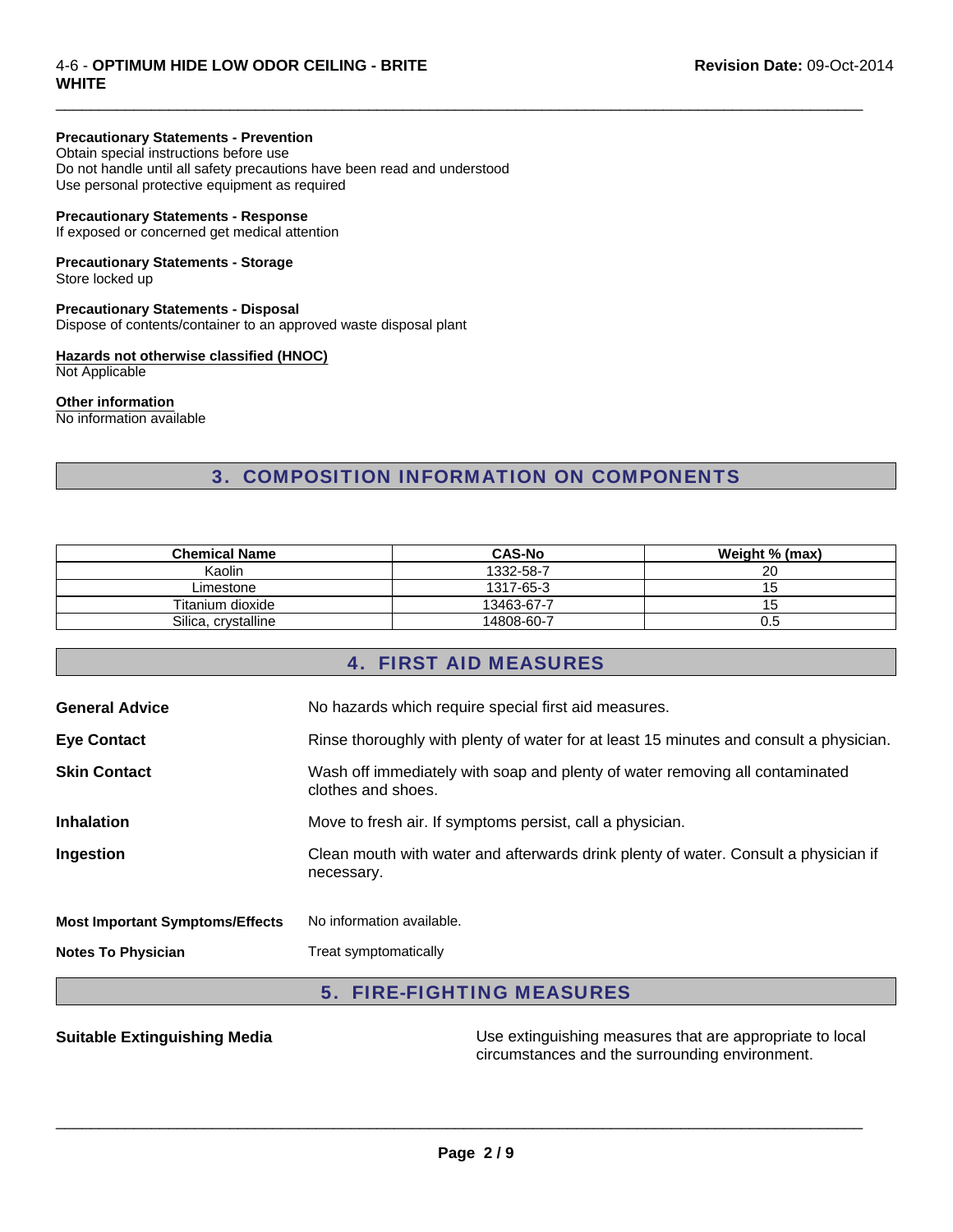**Precautionary Statements - Prevention**
Obtain special instructions before use
Do not handle until all safety precautions have been read and understood
Use personal protective equipment as required

**Precautionary Statements - Response**
If exposed or concerned get medical attention

**Precautionary Statements - Storage**
Store locked up

**Precautionary Statements - Disposal**
Dispose of contents/container to an approved waste disposal plant

**Hazards not otherwise classified (HNOC)**
Not Applicable

**Other information**
No information available

## 3. COMPOSITION INFORMATION ON COMPONENTS

| Chemical Name | CAS-No | Weight % (max) |
|---|---|---|
| Kaolin | 1332-58-7 | 20 |
| Limestone | 1317-65-3 | 15 |
| Titanium dioxide | 13463-67-7 | 15 |
| Silica, crystalline | 14808-60-7 | 0.5 |

## 4. FIRST AID MEASURES

**General Advice** No hazards which require special first aid measures.

**Eye Contact** Rinse thoroughly with plenty of water for at least 15 minutes and consult a physician.

**Skin Contact** Wash off immediately with soap and plenty of water removing all contaminated clothes and shoes.

**Inhalation** Move to fresh air. If symptoms persist, call a physician.

**Ingestion** Clean mouth with water and afterwards drink plenty of water. Consult a physician if necessary.

**Most Important Symptoms/Effects** No information available.

**Notes To Physician** Treat symptomatically

## 5. FIRE-FIGHTING MEASURES

**Suitable Extinguishing Media** Use extinguishing measures that are appropriate to local circumstances and the surrounding environment.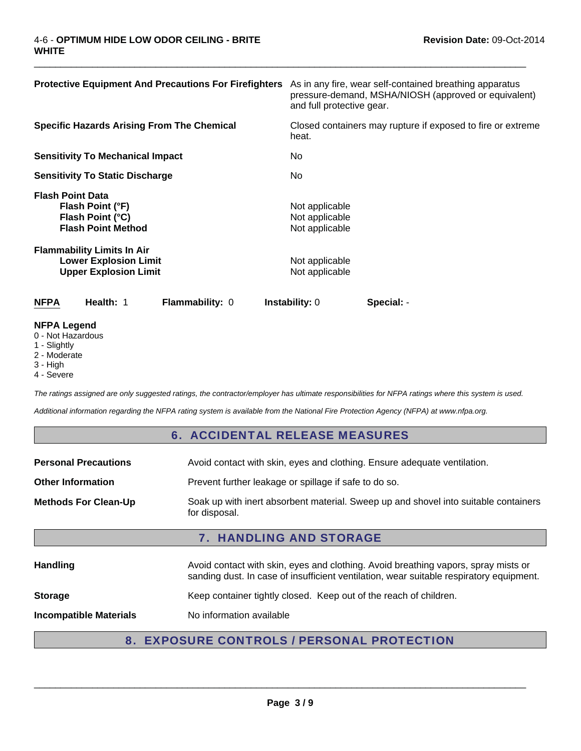| | |
|---|---|
| **Protective Equipment And Precautions For Firefighters** | As in any fire, wear self-contained breathing apparatus pressure-demand, MSHA/NIOSH (approved or equivalent) and full protective gear. |
| **Specific Hazards Arising From The Chemical** | Closed containers may rupture if exposed to fire or extreme heat. |
| **Sensitivity To Mechanical Impact** | No |
| **Sensitivity To Static Discharge** | No |

**Flash Point Data**

| | |
|---|---|
| **Flash Point (°F)** | Not applicable |
| **Flash Point (°C)** | Not applicable |
| **Flash Point Method** | Not applicable |

**Flammability Limits In Air**

| | |
|---|---|
| **Lower Explosion Limit** | Not applicable |
| **Upper Explosion Limit** | Not applicable |

| **NFPA** | **Health:** 1 | **Flammability:** 0 | **Instability:** 0 | **Special:** - |
|---|---|---|---|---|

**NFPA Legend**

0 - Not Hazardous
1 - Slightly
2 - Moderate
3 - High
4 - Severe

*The ratings assigned are only suggested ratings, the contractor/employer has ultimate responsibilities for NFPA ratings where this system is used.*

*Additional information regarding the NFPA rating system is available from the National Fire Protection Agency (NFPA) at www.nfpa.org.*

## 6. ACCIDENTAL RELEASE MEASURES

| | |
|---|---|
| **Personal Precautions** | Avoid contact with skin, eyes and clothing. Ensure adequate ventilation. |
| **Other Information** | Prevent further leakage or spillage if safe to do so. |
| **Methods For Clean-Up** | Soak up with inert absorbent material. Sweep up and shovel into suitable containers for disposal. |

## 7. HANDLING AND STORAGE

| | |
|---|---|
| **Handling** | Avoid contact with skin, eyes and clothing. Avoid breathing vapors, spray mists or sanding dust. In case of insufficient ventilation, wear suitable respiratory equipment. |
| **Storage** | Keep container tightly closed. Keep out of the reach of children. |
| **Incompatible Materials** | No information available |

## 8. EXPOSURE CONTROLS / PERSONAL PROTECTION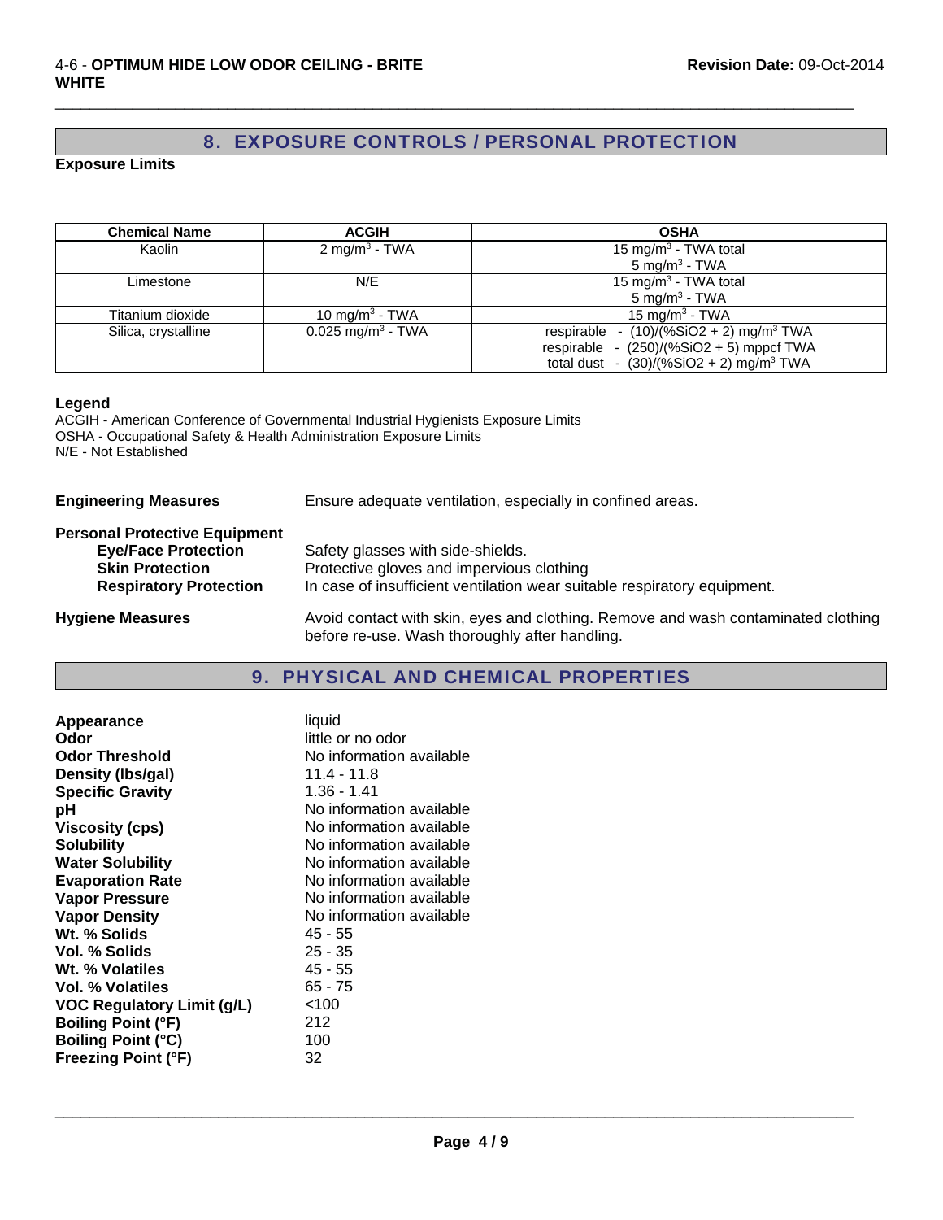## 8. EXPOSURE CONTROLS / PERSONAL PROTECTION

**Exposure Limits**

| Chemical Name | ACGIH | OSHA |
|---|---|---|
| Kaolin | 2 $mg/m^3$ - TWA | 15 $mg/m^3$ - TWA total<br>5 $mg/m^3$ - TWA |
| Limestone | N/E | 15 $mg/m^3$ - TWA total<br>5 $mg/m^3$ - TWA |
| Titanium dioxide | 10 $mg/m^3$ - TWA | 15 $mg/m^3$ - TWA |
| Silica, crystalline | 0.025 $mg/m^3$ - TWA | respirable - (10)/(%SiO2 + 2) $mg/m^3$ TWA<br>respirable - (250)/(%SiO2 + 5) mppcf TWA<br>total dust - (30)/(%SiO2 + 2) $mg/m^3$ TWA |

**Legend**

ACGIH - American Conference of Governmental Industrial Hygienists Exposure Limits
OSHA - Occupational Safety & Health Administration Exposure Limits
N/E - Not Established

**Engineering Measures** Ensure adequate ventilation, especially in confined areas.

**Personal Protective Equipment**

- **Eye/Face Protection** Safety glasses with side-shields.
- **Skin Protection** Protective gloves and impervious clothing
- **Respiratory Protection** In case of insufficient ventilation wear suitable respiratory equipment.

**Hygiene Measures** Avoid contact with skin, eyes and clothing. Remove and wash contaminated clothing before re-use. Wash thoroughly after handling.

## 9. PHYSICAL AND CHEMICAL PROPERTIES

| Property | Value |
|---|---|
| **Appearance** | liquid |
| **Odor** | little or no odor |
| **Odor Threshold** | No information available |
| **Density (lbs/gal)** | 11.4 - 11.8 |
| **Specific Gravity** | 1.36 - 1.41 |
| **pH** | No information available |
| **Viscosity (cps)** | No information available |
| **Solubility** | No information available |
| **Water Solubility** | No information available |
| **Evaporation Rate** | No information available |
| **Vapor Pressure** | No information available |
| **Vapor Density** | No information available |
| **Wt. % Solids** | 45 - 55 |
| **Vol. % Solids** | 25 - 35 |
| **Wt. % Volatiles** | 45 - 55 |
| **Vol. % Volatiles** | 65 - 75 |
| **VOC Regulatory Limit (g/L)** | <100 |
| **Boiling Point (°F)** | 212 |
| **Boiling Point (°C)** | 100 |
| **Freezing Point (°F)** | 32 |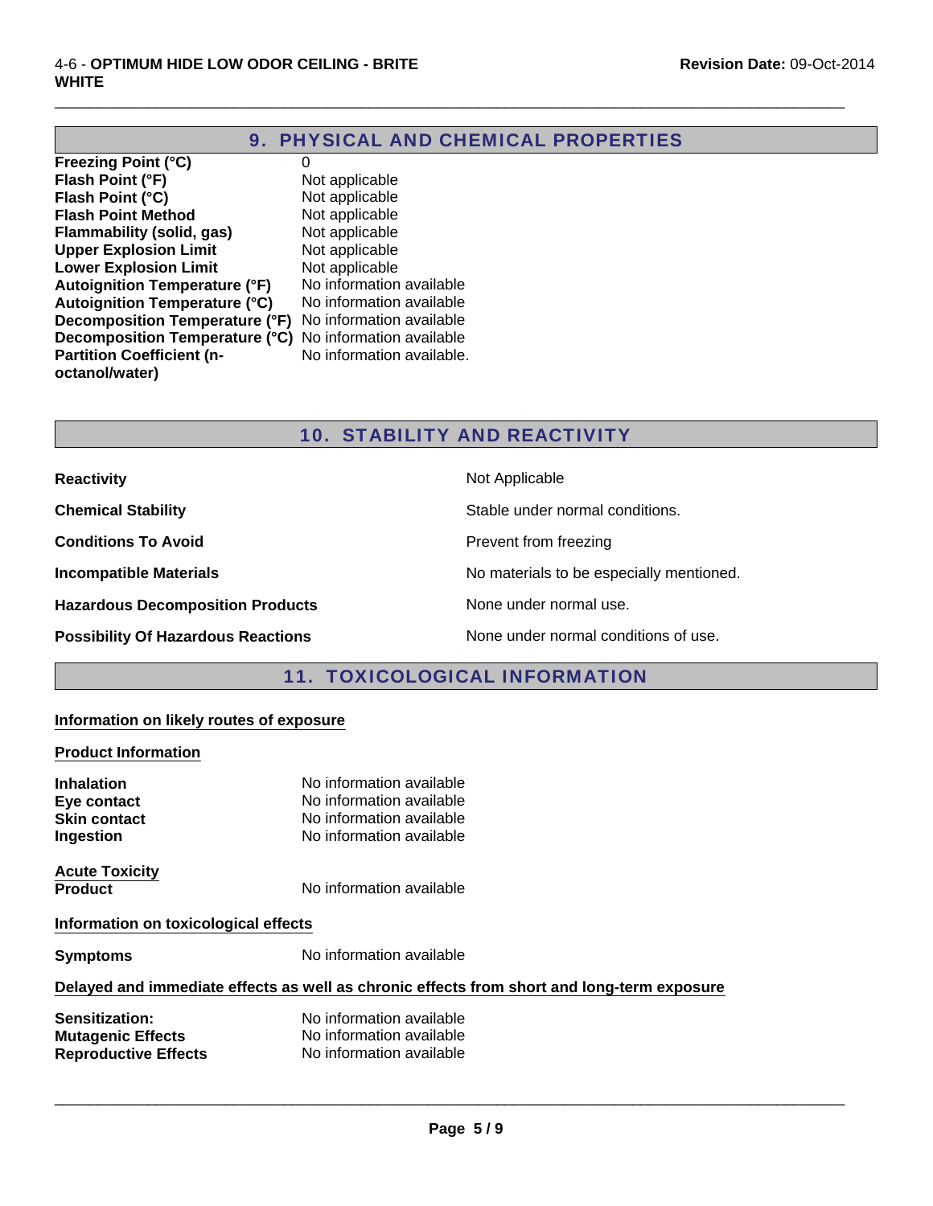## 9. PHYSICAL AND CHEMICAL PROPERTIES

| | |
|---|---|
| **Freezing Point (°C)** | 0 |
| **Flash Point (°F)** | Not applicable |
| **Flash Point (°C)** | Not applicable |
| **Flash Point Method** | Not applicable |
| **Flammability (solid, gas)** | Not applicable |
| **Upper Explosion Limit** | Not applicable |
| **Lower Explosion Limit** | Not applicable |
| **Autoignition Temperature (°F)** | No information available |
| **Autoignition Temperature (°C)** | No information available |
| **Decomposition Temperature (°F)** | No information available |
| **Decomposition Temperature (°C)** | No information available |
| **Partition Coefficient (n-octanol/water)** | No information available. |

## 10. STABILITY AND REACTIVITY

| | |
|---|---|
| **Reactivity** | Not Applicable |
| **Chemical Stability** | Stable under normal conditions. |
| **Conditions To Avoid** | Prevent from freezing |
| **Incompatible Materials** | No materials to be especially mentioned. |
| **Hazardous Decomposition Products** | None under normal use. |
| **Possibility Of Hazardous Reactions** | None under normal conditions of use. |

## 11. TOXICOLOGICAL INFORMATION

**Information on likely routes of exposure**

**Product Information**

| | |
|---|---|
| **Inhalation** | No information available |
| **Eye contact** | No information available |
| **Skin contact** | No information available |
| **Ingestion** | No information available |

**Acute Toxicity**

| | |
|---|---|
| **Product** | No information available |

**Information on toxicological effects**

| | |
|---|---|
| **Symptoms** | No information available |

**Delayed and immediate effects as well as chronic effects from short and long-term exposure**

| | |
|---|---|
| **Sensitization:** | No information available |
| **Mutagenic Effects** | No information available |
| **Reproductive Effects** | No information available |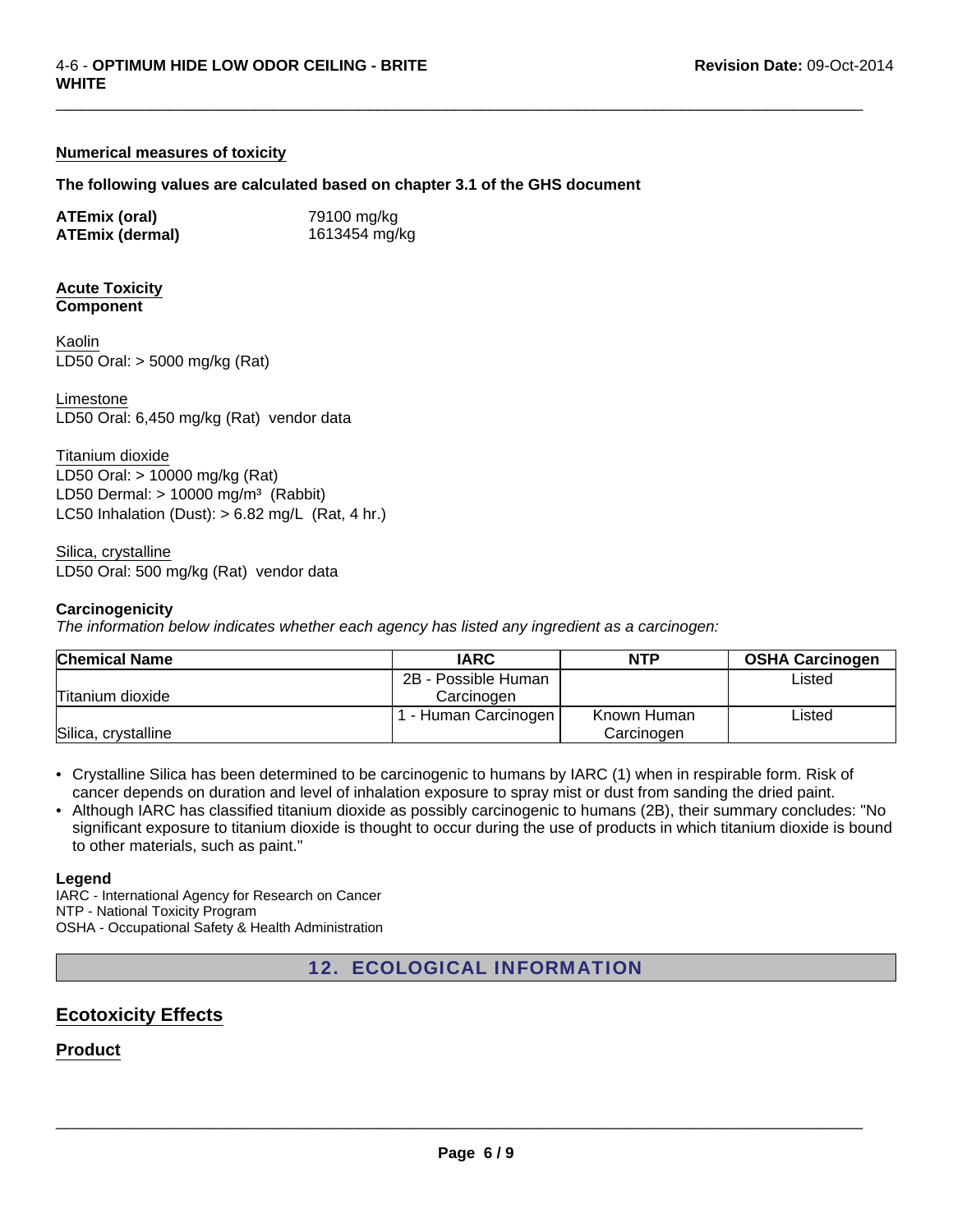**Numerical measures of toxicity**

**The following values are calculated based on chapter 3.1 of the GHS document**

**ATEmix (oral)** 79100 mg/kg
**ATEmix (dermal)** 1613454 mg/kg

**Acute Toxicity**
**Component**

Kaolin
LD50 Oral: > 5000 mg/kg (Rat)

Limestone
LD50 Oral: 6,450 mg/kg (Rat) vendor data

Titanium dioxide
LD50 Oral: > 10000 mg/kg (Rat)
LD50 Dermal: > 10000 mg/m³ (Rabbit)
LC50 Inhalation (Dust): > 6.82 mg/L (Rat, 4 hr.)

Silica, crystalline
LD50 Oral: 500 mg/kg (Rat) vendor data

**Carcinogenicity**
*The information below indicates whether each agency has listed any ingredient as a carcinogen:*

| Chemical Name | IARC | NTP | OSHA Carcinogen |
|---|---|---|---|
| Titanium dioxide | 2B - Possible Human Carcinogen | | Listed |
| Silica, crystalline | 1 - Human Carcinogen | Known Human Carcinogen | Listed |

- Crystalline Silica has been determined to be carcinogenic to humans by IARC (1) when in respirable form. Risk of cancer depends on duration and level of inhalation exposure to spray mist or dust from sanding the dried paint.
- Although IARC has classified titanium dioxide as possibly carcinogenic to humans (2B), their summary concludes: "No significant exposure to titanium dioxide is thought to occur during the use of products in which titanium dioxide is bound to other materials, such as paint."

**Legend**
IARC - International Agency for Research on Cancer
NTP - National Toxicity Program
OSHA - Occupational Safety & Health Administration

## 12. ECOLOGICAL INFORMATION

## Ecotoxicity Effects

### Product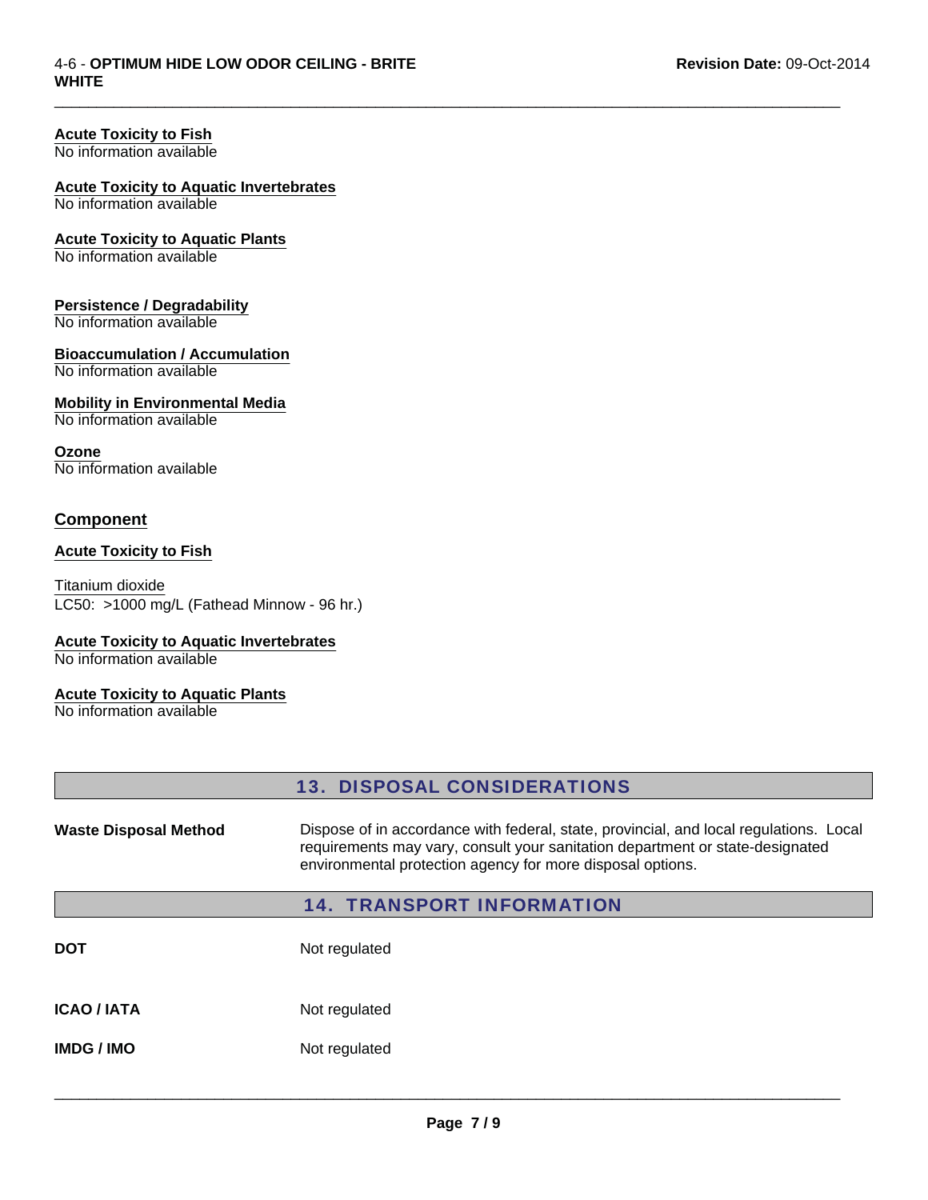**Acute Toxicity to Fish**
No information available

**Acute Toxicity to Aquatic Invertebrates**
No information available

**Acute Toxicity to Aquatic Plants**
No information available

**Persistence / Degradability**
No information available

**Bioaccumulation / Accumulation**
No information available

**Mobility in Environmental Media**
No information available

**Ozone**
No information available

### Component

**Acute Toxicity to Fish**

Titanium dioxide
LC50: >1000 mg/L (Fathead Minnow - 96 hr.)

**Acute Toxicity to Aquatic Invertebrates**
No information available

**Acute Toxicity to Aquatic Plants**
No information available

## 13. DISPOSAL CONSIDERATIONS

**Waste Disposal Method**: Dispose of in accordance with federal, state, provincial, and local regulations. Local requirements may vary, consult your sanitation department or state-designated environmental protection agency for more disposal options.

## 14. TRANSPORT INFORMATION

**DOT**: Not regulated

**ICAO / IATA**: Not regulated

**IMDG / IMO**: Not regulated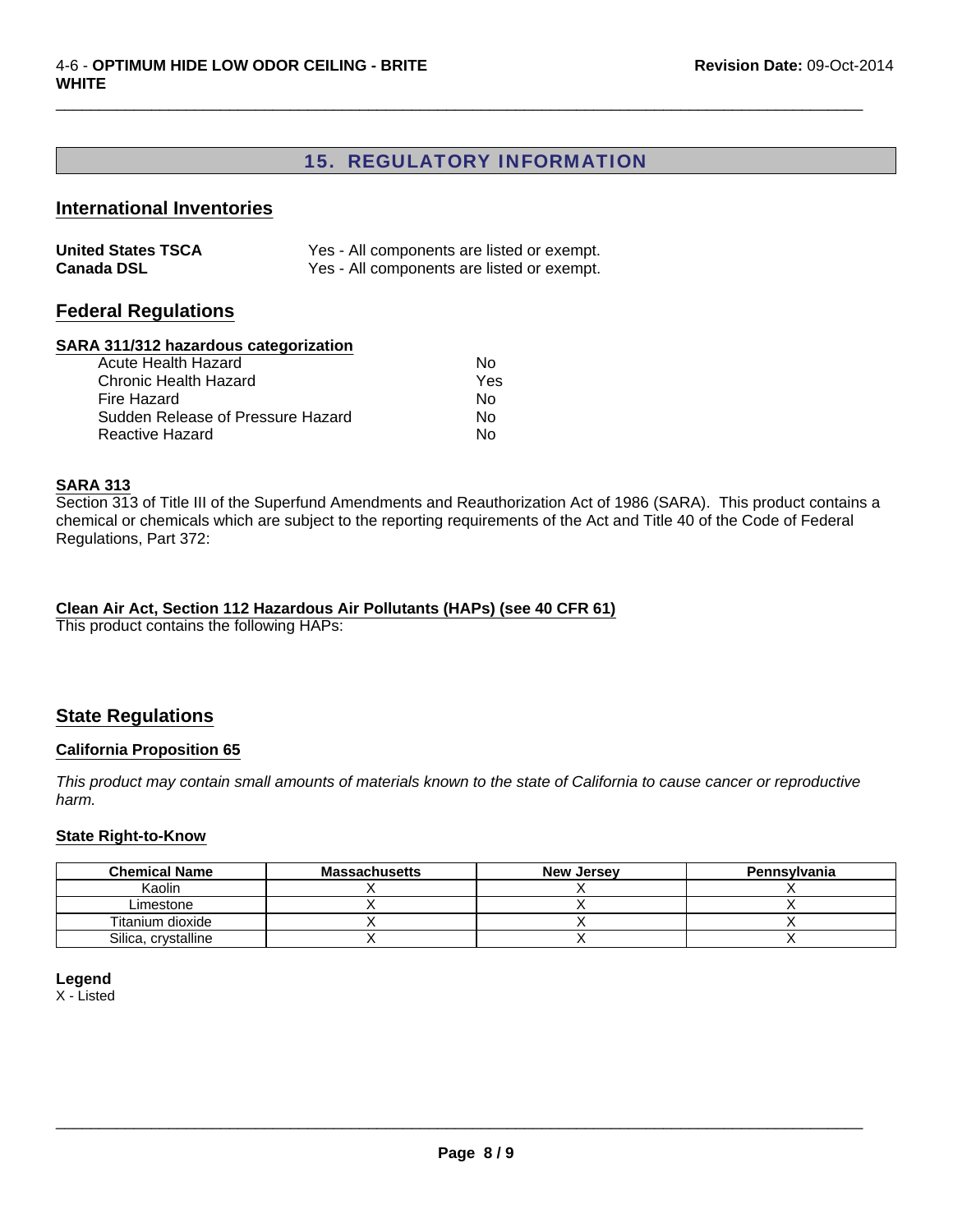## 15. REGULATORY INFORMATION

### International Inventories

| | |
|---|---|
| **United States TSCA** | Yes - All components are listed or exempt. |
| **Canada DSL** | Yes - All components are listed or exempt. |

### Federal Regulations

**SARA 311/312 hazardous categorization**

| | |
|---|---|
| Acute Health Hazard | No |
| Chronic Health Hazard | Yes |
| Fire Hazard | No |
| Sudden Release of Pressure Hazard | No |
| Reactive Hazard | No |

**SARA 313**

Section 313 of Title III of the Superfund Amendments and Reauthorization Act of 1986 (SARA). This product contains a chemical or chemicals which are subject to the reporting requirements of the Act and Title 40 of the Code of Federal Regulations, Part 372:

**Clean Air Act, Section 112 Hazardous Air Pollutants (HAPs) (see 40 CFR 61)**

This product contains the following HAPs:

### State Regulations

**California Proposition 65**

*This product may contain small amounts of materials known to the state of California to cause cancer or reproductive harm.*

**State Right-to-Know**

| Chemical Name | Massachusetts | New Jersey | Pennsylvania |
|---|---|---|---|
| Kaolin | X | X | X |
| Limestone | X | X | X |
| Titanium dioxide | X | X | X |
| Silica, crystalline | X | X | X |

**Legend**

X - Listed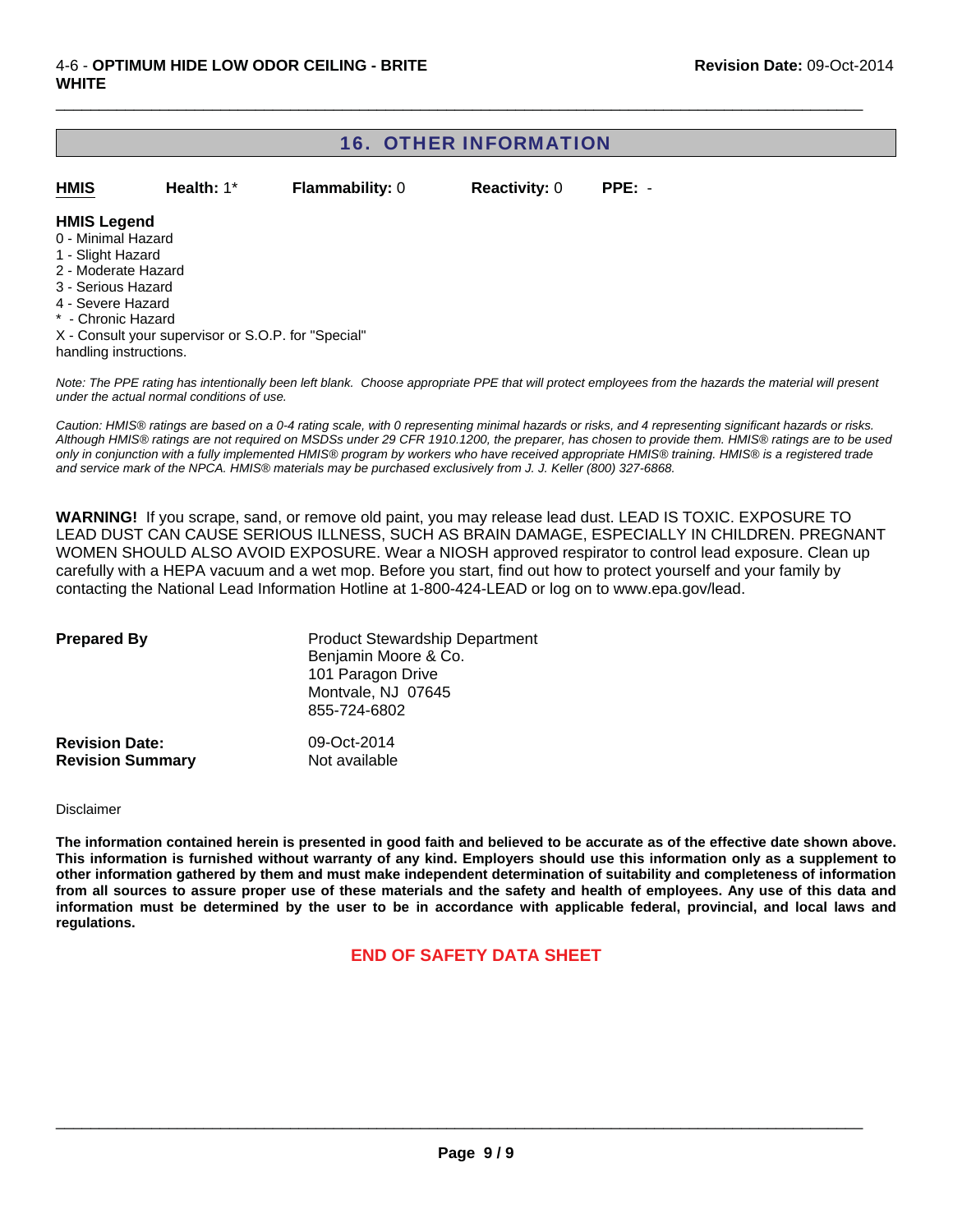## 16. OTHER INFORMATION

| HMIS | Health: 1* | Flammability: 0 | Reactivity: 0 | PPE: - |
|---|---|---|---|---|

**HMIS Legend**

0 - Minimal Hazard
1 - Slight Hazard
2 - Moderate Hazard
3 - Serious Hazard
4 - Severe Hazard
* - Chronic Hazard
X - Consult your supervisor or S.O.P. for "Special" handling instructions.

*Note: The PPE rating has intentionally been left blank. Choose appropriate PPE that will protect employees from the hazards the material will present under the actual normal conditions of use.*

*Caution: HMIS® ratings are based on a 0-4 rating scale, with 0 representing minimal hazards or risks, and 4 representing significant hazards or risks. Although HMIS® ratings are not required on MSDSs under 29 CFR 1910.1200, the preparer, has chosen to provide them. HMIS® ratings are to be used only in conjunction with a fully implemented HMIS® program by workers who have received appropriate HMIS® training. HMIS® is a registered trade and service mark of the NPCA. HMIS® materials may be purchased exclusively from J. J. Keller (800) 327-6868.*

**WARNING!** If you scrape, sand, or remove old paint, you may release lead dust. LEAD IS TOXIC. EXPOSURE TO LEAD DUST CAN CAUSE SERIOUS ILLNESS, SUCH AS BRAIN DAMAGE, ESPECIALLY IN CHILDREN. PREGNANT WOMEN SHOULD ALSO AVOID EXPOSURE. Wear a NIOSH approved respirator to control lead exposure. Clean up carefully with a HEPA vacuum and a wet mop. Before you start, find out how to protect yourself and your family by contacting the National Lead Information Hotline at 1-800-424-LEAD or log on to www.epa.gov/lead.

**Prepared By**
Product Stewardship Department
Benjamin Moore & Co.
101 Paragon Drive
Montvale, NJ 07645
855-724-6802

**Revision Date:** 09-Oct-2014
**Revision Summary** Not available

Disclaimer

**The information contained herein is presented in good faith and believed to be accurate as of the effective date shown above. This information is furnished without warranty of any kind. Employers should use this information only as a supplement to other information gathered by them and must make independent determination of suitability and completeness of information from all sources to assure proper use of these materials and the safety and health of employees. Any use of this data and information must be determined by the user to be in accordance with applicable federal, provincial, and local laws and regulations.**

**END OF SAFETY DATA SHEET**